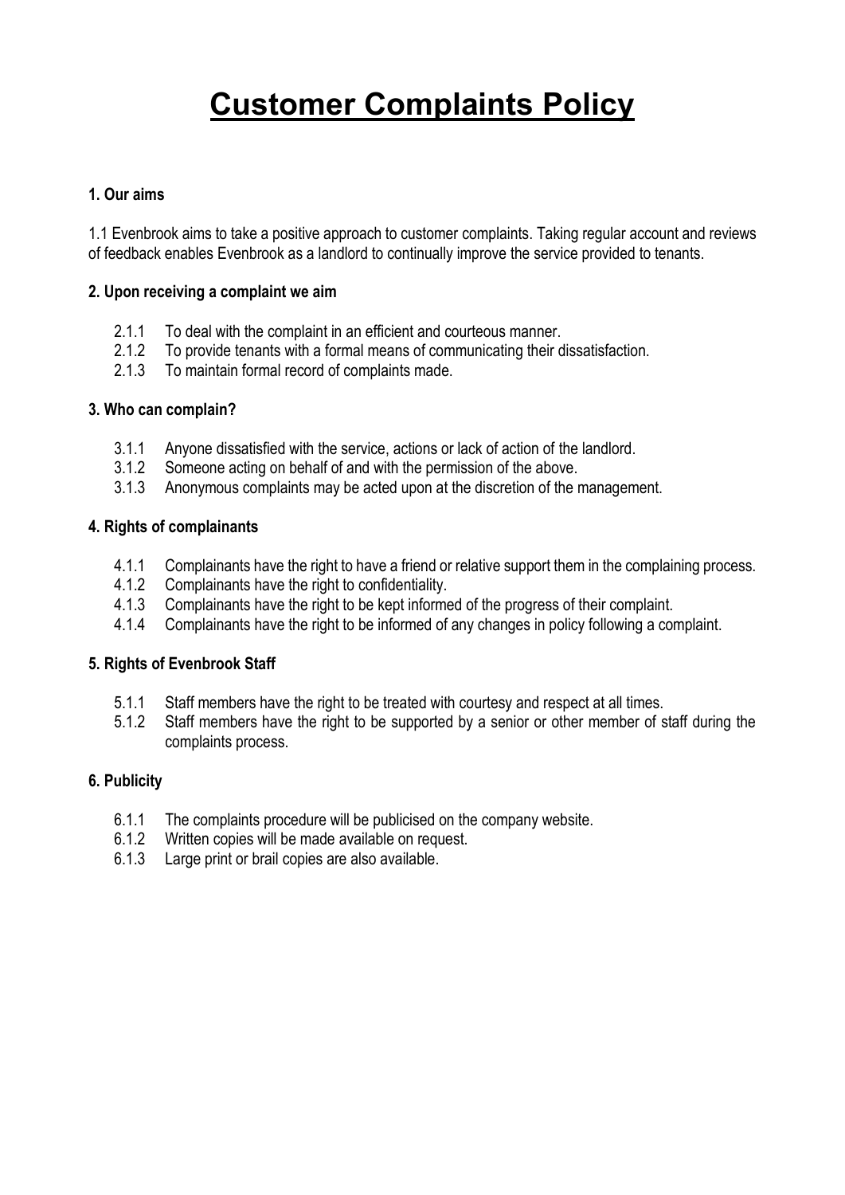# Customer Complaints Policy

**1. Our aims**

1.1 Evenbrook aims to take a positive approach to customer complaints. Taking regular account and reviews of feedback enables Evenbrook as a landlord to continually improve the service provided to tenants.

**2. Upon receiving a complaint we aim**

- 2.1.1 To deal with the complaint in an efficient and courteous manner.
- 2.1.2 To provide tenants with a formal means of communicating their dissatisfaction.
- 2.1.3 To maintain formal record of complaints made.

**3. Who can complain?**

- 3.1.1 Anyone dissatisfied with the service, actions or lack of action of the landlord.
- 3.1.2 Someone acting on behalf of and with the permission of the above.
- 3.1.3 Anonymous complaints may be acted upon at the discretion of the management.

**4. Rights of complainants**

- 4.1.1 Complainants have the right to have a friend or relative support them in the complaining process.
- 4.1.2 Complainants have the right to confidentiality.
- 4.1.3 Complainants have the right to be kept informed of the progress of their complaint.
- 4.1.4 Complainants have the right to be informed of any changes in policy following a complaint.

**5. Rights of Evenbrook Staff**

- 5.1.1 Staff members have the right to be treated with courtesy and respect at all times.
- 5.1.2 Staff members have the right to be supported by a senior or other member of staff during the complaints process.

**6. Publicity**

- 6.1.1 The complaints procedure will be publicised on the company website.
- 6.1.2 Written copies will be made available on request.
- 6.1.3 Large print or brail copies are also available.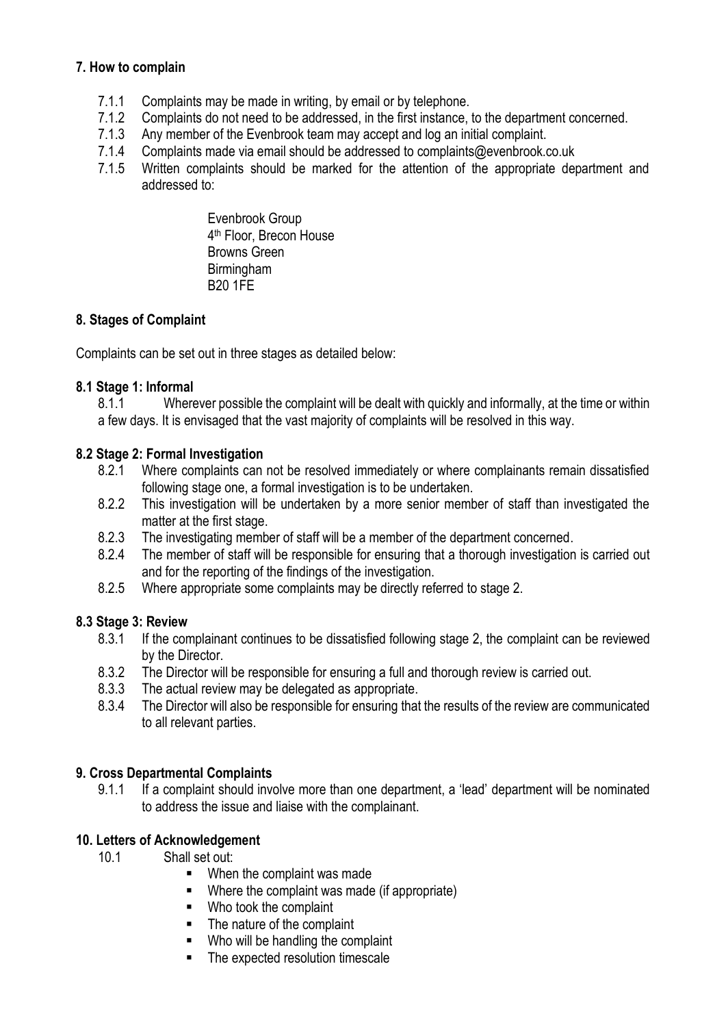## 7. How to complain

7.1.1 Complaints may be made in writing, by email or by telephone.

7.1.2 Complaints do not need to be addressed, in the first instance, to the department concerned.

7.1.3 Any member of the Evenbrook team may accept and log an initial complaint.

7.1.4 Complaints made via email should be addressed to complaints@evenbrook.co.uk

7.1.5 Written complaints should be marked for the attention of the appropriate department and addressed to:

> Evenbrook Group
> 4th Floor, Brecon House
> Browns Green
> Birmingham
> B20 1FE

## 8. Stages of Complaint

Complaints can be set out in three stages as detailed below:

### 8.1 Stage 1: Informal

8.1.1 Wherever possible the complaint will be dealt with quickly and informally, at the time or within a few days. It is envisaged that the vast majority of complaints will be resolved in this way.

### 8.2 Stage 2: Formal Investigation

8.2.1 Where complaints can not be resolved immediately or where complainants remain dissatisfied following stage one, a formal investigation is to be undertaken.

8.2.2 This investigation will be undertaken by a more senior member of staff than investigated the matter at the first stage.

8.2.3 The investigating member of staff will be a member of the department concerned.

8.2.4 The member of staff will be responsible for ensuring that a thorough investigation is carried out and for the reporting of the findings of the investigation.

8.2.5 Where appropriate some complaints may be directly referred to stage 2.

### 8.3 Stage 3: Review

8.3.1 If the complainant continues to be dissatisfied following stage 2, the complaint can be reviewed by the Director.

8.3.2 The Director will be responsible for ensuring a full and thorough review is carried out.

8.3.3 The actual review may be delegated as appropriate.

8.3.4 The Director will also be responsible for ensuring that the results of the review are communicated to all relevant parties.

## 9. Cross Departmental Complaints

9.1.1 If a complaint should involve more than one department, a 'lead' department will be nominated to address the issue and liaise with the complainant.

## 10. Letters of Acknowledgement

10.1 Shall set out:

- When the complaint was made
- Where the complaint was made (if appropriate)
- Who took the complaint
- The nature of the complaint
- Who will be handling the complaint
- The expected resolution timescale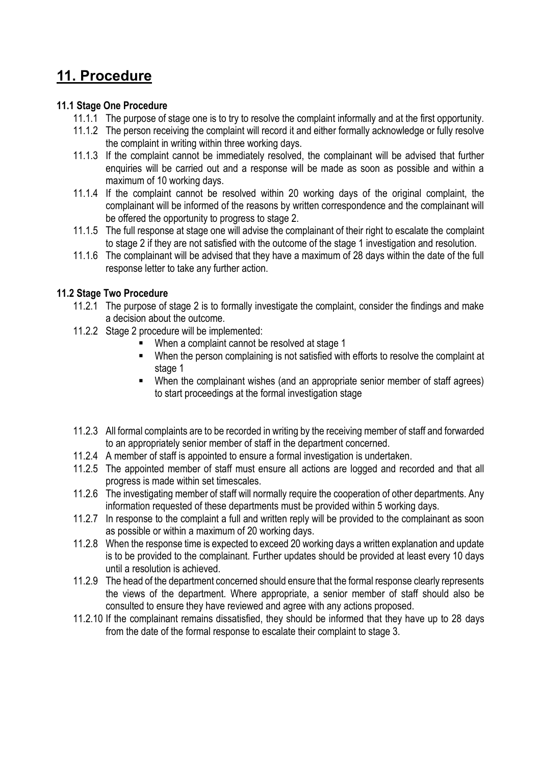# 11. Procedure

### 11.1 Stage One Procedure

11.1.1 The purpose of stage one is to try to resolve the complaint informally and at the first opportunity.

11.1.2 The person receiving the complaint will record it and either formally acknowledge or fully resolve the complaint in writing within three working days.

11.1.3 If the complaint cannot be immediately resolved, the complainant will be advised that further enquiries will be carried out and a response will be made as soon as possible and within a maximum of 10 working days.

11.1.4 If the complaint cannot be resolved within 20 working days of the original complaint, the complainant will be informed of the reasons by written correspondence and the complainant will be offered the opportunity to progress to stage 2.

11.1.5 The full response at stage one will advise the complainant of their right to escalate the complaint to stage 2 if they are not satisfied with the outcome of the stage 1 investigation and resolution.

11.1.6 The complainant will be advised that they have a maximum of 28 days within the date of the full response letter to take any further action.

### 11.2 Stage Two Procedure

11.2.1 The purpose of stage 2 is to formally investigate the complaint, consider the findings and make a decision about the outcome.

11.2.2 Stage 2 procedure will be implemented:

- When a complaint cannot be resolved at stage 1
- When the person complaining is not satisfied with efforts to resolve the complaint at stage 1
- When the complainant wishes (and an appropriate senior member of staff agrees) to start proceedings at the formal investigation stage

11.2.3 All formal complaints are to be recorded in writing by the receiving member of staff and forwarded to an appropriately senior member of staff in the department concerned.

11.2.4 A member of staff is appointed to ensure a formal investigation is undertaken.

11.2.5 The appointed member of staff must ensure all actions are logged and recorded and that all progress is made within set timescales.

11.2.6 The investigating member of staff will normally require the cooperation of other departments. Any information requested of these departments must be provided within 5 working days.

11.2.7 In response to the complaint a full and written reply will be provided to the complainant as soon as possible or within a maximum of 20 working days.

11.2.8 When the response time is expected to exceed 20 working days a written explanation and update is to be provided to the complainant. Further updates should be provided at least every 10 days until a resolution is achieved.

11.2.9 The head of the department concerned should ensure that the formal response clearly represents the views of the department. Where appropriate, a senior member of staff should also be consulted to ensure they have reviewed and agree with any actions proposed.

11.2.10 If the complainant remains dissatisfied, they should be informed that they have up to 28 days from the date of the formal response to escalate their complaint to stage 3.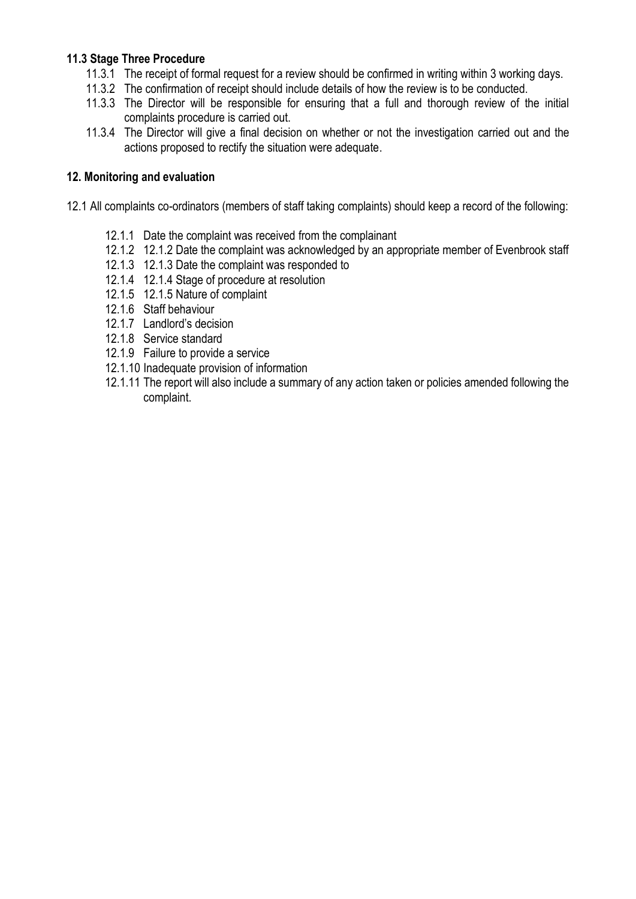### 11.3 Stage Three Procedure

11.3.1 The receipt of formal request for a review should be confirmed in writing within 3 working days.

11.3.2 The confirmation of receipt should include details of how the review is to be conducted.

11.3.3 The Director will be responsible for ensuring that a full and thorough review of the initial complaints procedure is carried out.

11.3.4 The Director will give a final decision on whether or not the investigation carried out and the actions proposed to rectify the situation were adequate.

### 12. Monitoring and evaluation

12.1 All complaints co-ordinators (members of staff taking complaints) should keep a record of the following:

12.1.1 Date the complaint was received from the complainant

12.1.2 12.1.2 Date the complaint was acknowledged by an appropriate member of Evenbrook staff

12.1.3 12.1.3 Date the complaint was responded to

12.1.4 12.1.4 Stage of procedure at resolution

12.1.5 12.1.5 Nature of complaint

12.1.6 Staff behaviour

12.1.7 Landlord's decision

12.1.8 Service standard

12.1.9 Failure to provide a service

12.1.10 Inadequate provision of information

12.1.11 The report will also include a summary of any action taken or policies amended following the complaint.